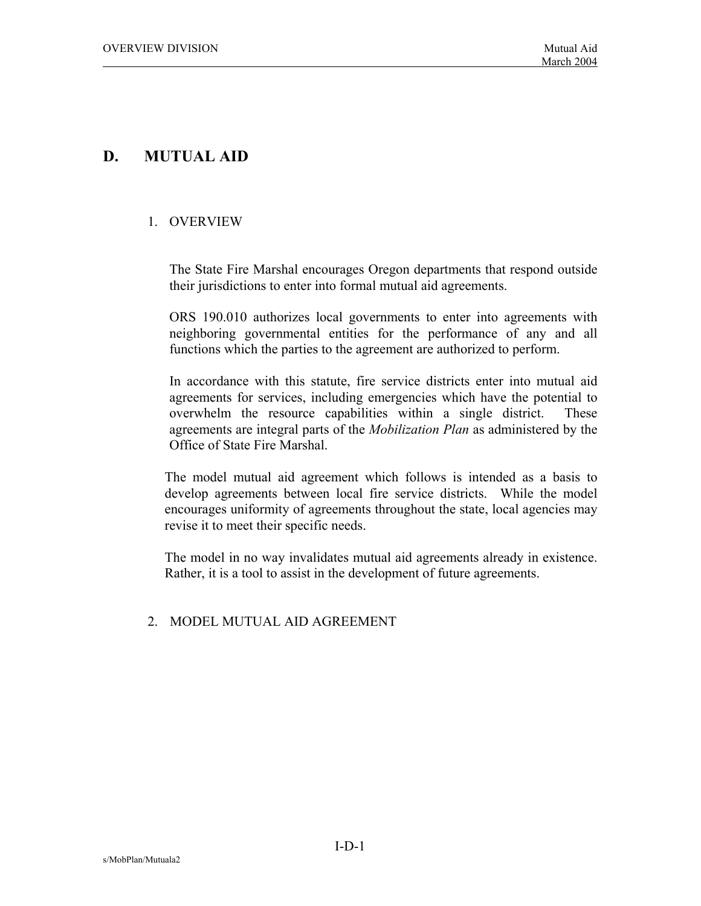# D. MUTUAL AID

## 1. OVERVIEW

The State Fire Marshal encourages Oregon departments that respond outside their jurisdictions to enter into formal mutual aid agreements.

ORS 190.010 authorizes local governments to enter into agreements with neighboring governmental entities for the performance of any and all functions which the parties to the agreement are authorized to perform.

In accordance with this statute, fire service districts enter into mutual aid agreements for services, including emergencies which have the potential to overwhelm the resource capabilities within a single district. These agreements are integral parts of the *Mobilization Plan* as administered by the Office of State Fire Marshal.

The model mutual aid agreement which follows is intended as a basis to develop agreements between local fire service districts. While the model encourages uniformity of agreements throughout the state, local agencies may revise it to meet their specific needs.

The model in no way invalidates mutual aid agreements already in existence. Rather, it is a tool to assist in the development of future agreements.

## 2. MODEL MUTUAL AID AGREEMENT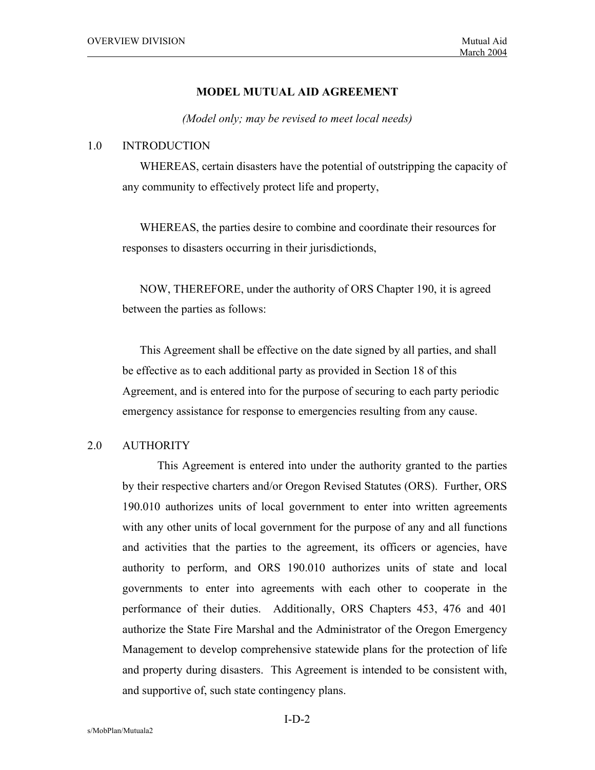## MODEL MUTUAL AID AGREEMENT

*(Model only; may be revised to meet local needs)*

### 1.0 INTRODUCTION

WHEREAS, certain disasters have the potential of outstripping the capacity of any community to effectively protect life and property,

WHEREAS, the parties desire to combine and coordinate their resources for responses to disasters occurring in their jurisdictionds,

NOW, THEREFORE, under the authority of ORS Chapter 190, it is agreed between the parties as follows:

This Agreement shall be effective on the date signed by all parties, and shall be effective as to each additional party as provided in Section 18 of this Agreement, and is entered into for the purpose of securing to each party periodic emergency assistance for response to emergencies resulting from any cause.

### 2.0 AUTHORITY

This Agreement is entered into under the authority granted to the parties by their respective charters and/or Oregon Revised Statutes (ORS). Further, ORS 190.010 authorizes units of local government to enter into written agreements with any other units of local government for the purpose of any and all functions and activities that the parties to the agreement, its officers or agencies, have authority to perform, and ORS 190.010 authorizes units of state and local governments to enter into agreements with each other to cooperate in the performance of their duties. Additionally, ORS Chapters 453, 476 and 401 authorize the State Fire Marshal and the Administrator of the Oregon Emergency Management to develop comprehensive statewide plans for the protection of life and property during disasters. This Agreement is intended to be consistent with, and supportive of, such state contingency plans.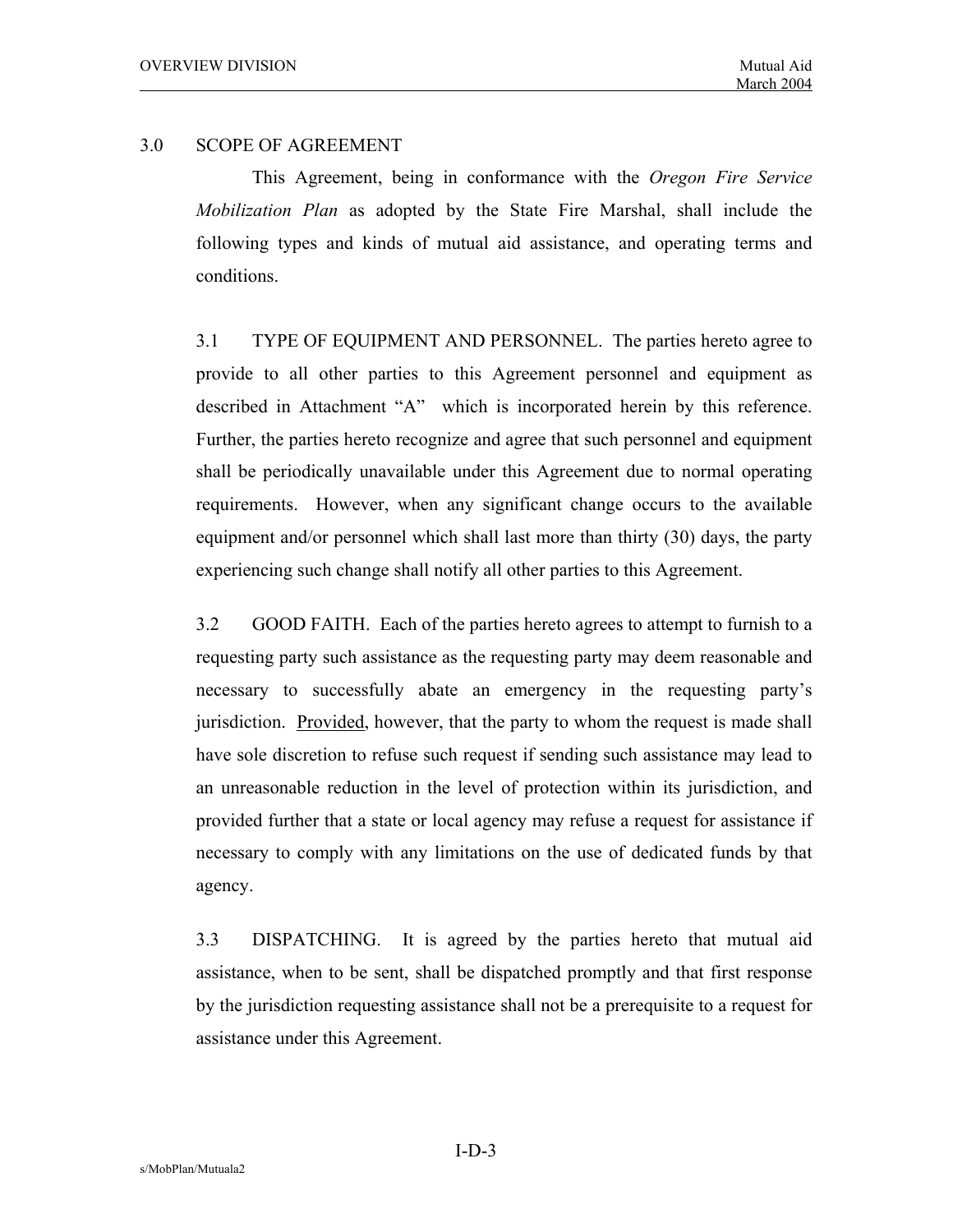## 3.0 SCOPE OF AGREEMENT

This Agreement, being in conformance with the *Oregon Fire Service Mobilization Plan* as adopted by the State Fire Marshal, shall include the following types and kinds of mutual aid assistance, and operating terms and conditions.

3.1 TYPE OF EQUIPMENT AND PERSONNEL. The parties hereto agree to provide to all other parties to this Agreement personnel and equipment as described in Attachment "A" which is incorporated herein by this reference. Further, the parties hereto recognize and agree that such personnel and equipment shall be periodically unavailable under this Agreement due to normal operating requirements. However, when any significant change occurs to the available equipment and/or personnel which shall last more than thirty (30) days, the party experiencing such change shall notify all other parties to this Agreement.

3.2 GOOD FAITH. Each of the parties hereto agrees to attempt to furnish to a requesting party such assistance as the requesting party may deem reasonable and necessary to successfully abate an emergency in the requesting party's jurisdiction. Provided, however, that the party to whom the request is made shall have sole discretion to refuse such request if sending such assistance may lead to an unreasonable reduction in the level of protection within its jurisdiction, and provided further that a state or local agency may refuse a request for assistance if necessary to comply with any limitations on the use of dedicated funds by that agency.

3.3 DISPATCHING. It is agreed by the parties hereto that mutual aid assistance, when to be sent, shall be dispatched promptly and that first response by the jurisdiction requesting assistance shall not be a prerequisite to a request for assistance under this Agreement.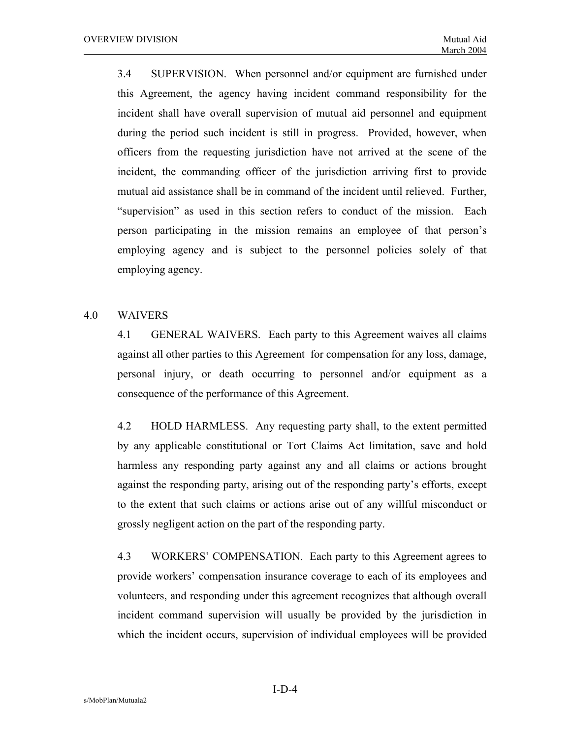3.4 SUPERVISION. When personnel and/or equipment are furnished under this Agreement, the agency having incident command responsibility for the incident shall have overall supervision of mutual aid personnel and equipment during the period such incident is still in progress. Provided, however, when officers from the requesting jurisdiction have not arrived at the scene of the incident, the commanding officer of the jurisdiction arriving first to provide mutual aid assistance shall be in command of the incident until relieved. Further, "supervision" as used in this section refers to conduct of the mission. Each person participating in the mission remains an employee of that person's employing agency and is subject to the personnel policies solely of that employing agency.

## 4.0 WAIVERS

4.1 GENERAL WAIVERS. Each party to this Agreement waives all claims against all other parties to this Agreement for compensation for any loss, damage, personal injury, or death occurring to personnel and/or equipment as a consequence of the performance of this Agreement.

4.2 HOLD HARMLESS. Any requesting party shall, to the extent permitted by any applicable constitutional or Tort Claims Act limitation, save and hold harmless any responding party against any and all claims or actions brought against the responding party, arising out of the responding party's efforts, except to the extent that such claims or actions arise out of any willful misconduct or grossly negligent action on the part of the responding party.

4.3 WORKERS' COMPENSATION. Each party to this Agreement agrees to provide workers' compensation insurance coverage to each of its employees and volunteers, and responding under this agreement recognizes that although overall incident command supervision will usually be provided by the jurisdiction in which the incident occurs, supervision of individual employees will be provided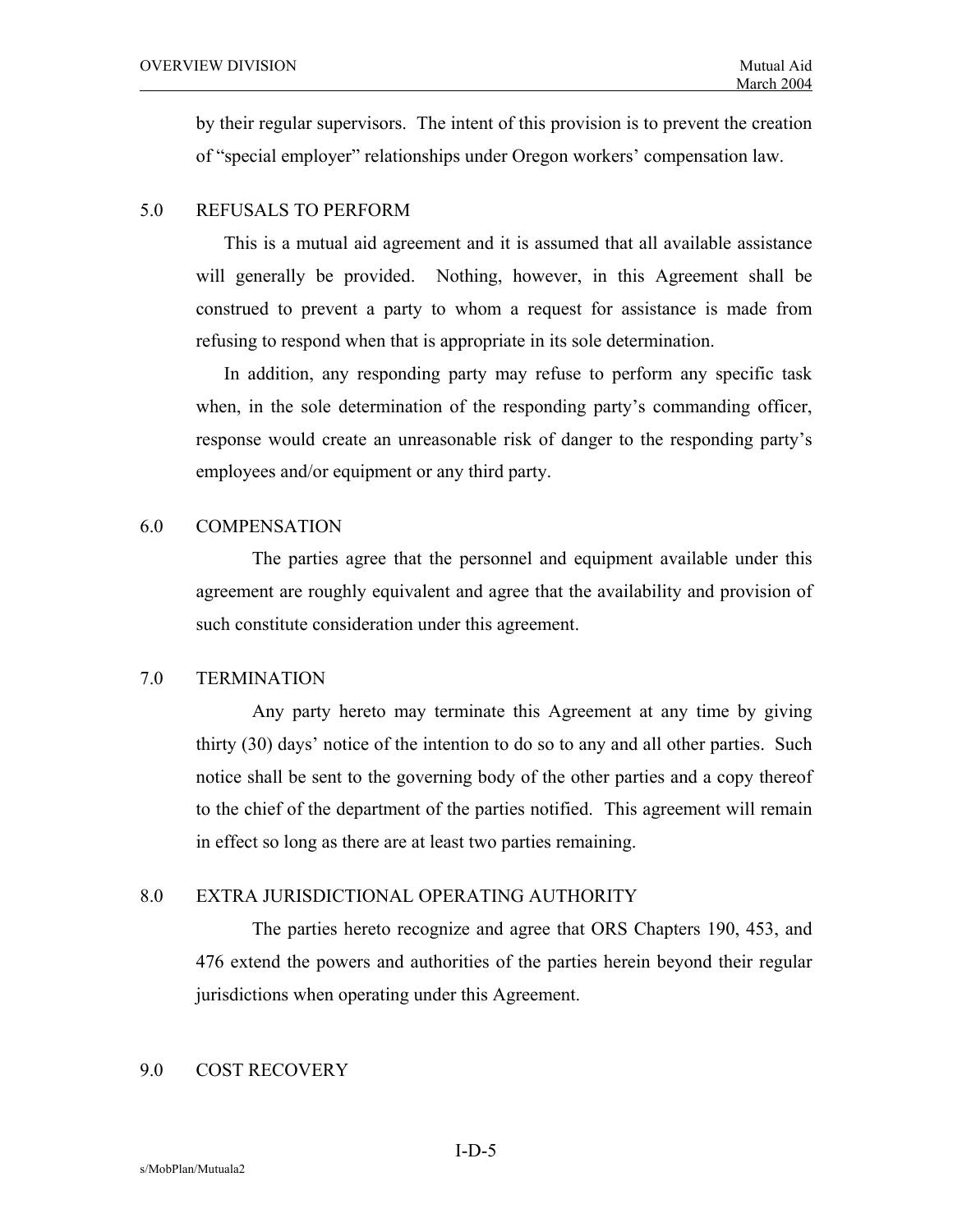by their regular supervisors. The intent of this provision is to prevent the creation of "special employer" relationships under Oregon workers' compensation law.

## 5.0 REFUSALS TO PERFORM

This is a mutual aid agreement and it is assumed that all available assistance will generally be provided. Nothing, however, in this Agreement shall be construed to prevent a party to whom a request for assistance is made from refusing to respond when that is appropriate in its sole determination.

In addition, any responding party may refuse to perform any specific task when, in the sole determination of the responding party's commanding officer, response would create an unreasonable risk of danger to the responding party's employees and/or equipment or any third party.

## 6.0 COMPENSATION

The parties agree that the personnel and equipment available under this agreement are roughly equivalent and agree that the availability and provision of such constitute consideration under this agreement.

## 7.0 TERMINATION

Any party hereto may terminate this Agreement at any time by giving thirty (30) days' notice of the intention to do so to any and all other parties. Such notice shall be sent to the governing body of the other parties and a copy thereof to the chief of the department of the parties notified. This agreement will remain in effect so long as there are at least two parties remaining.

## 8.0 EXTRA JURISDICTIONAL OPERATING AUTHORITY

The parties hereto recognize and agree that ORS Chapters 190, 453, and 476 extend the powers and authorities of the parties herein beyond their regular jurisdictions when operating under this Agreement.

## 9.0 COST RECOVERY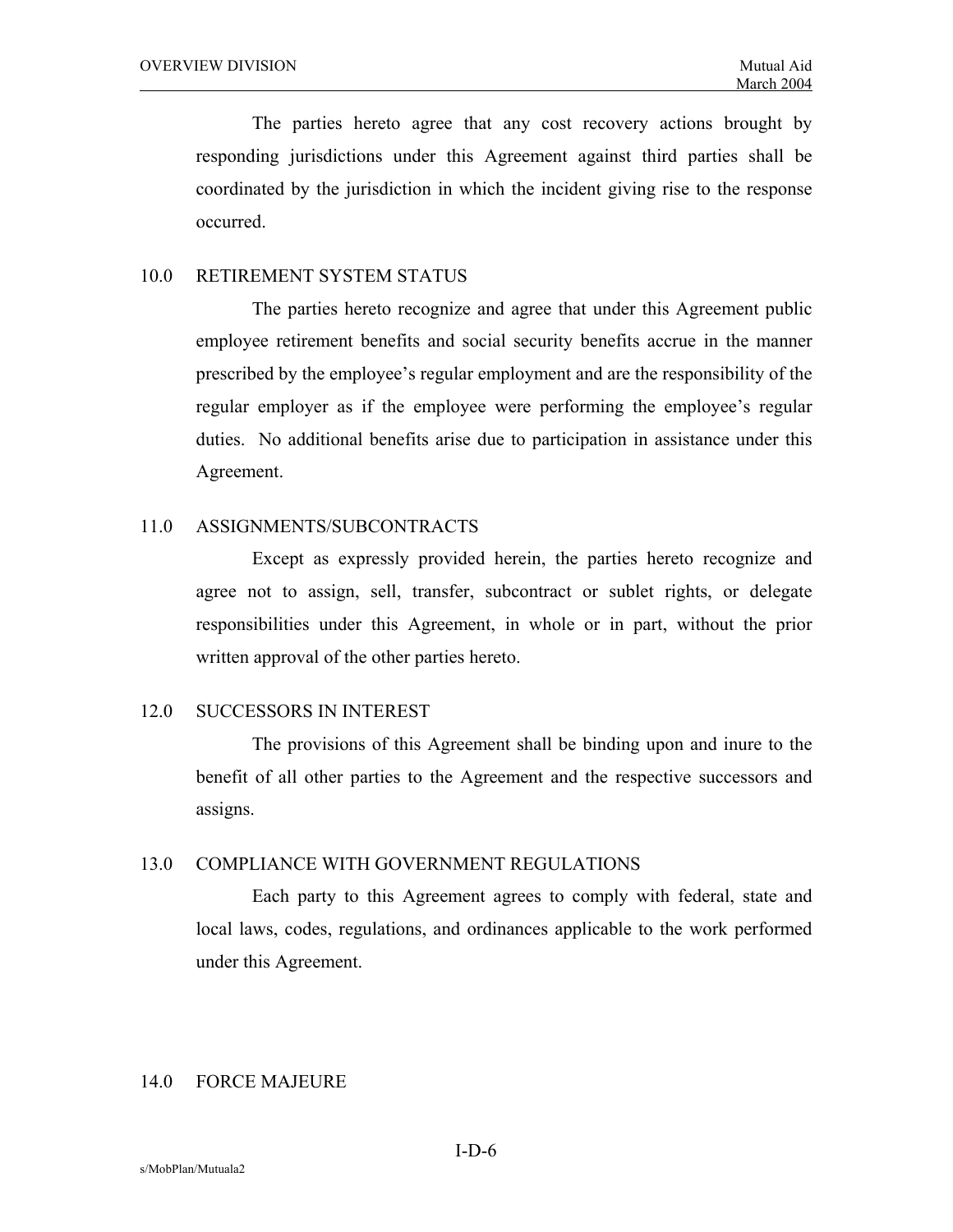The parties hereto agree that any cost recovery actions brought by responding jurisdictions under this Agreement against third parties shall be coordinated by the jurisdiction in which the incident giving rise to the response occurred.

## 10.0 RETIREMENT SYSTEM STATUS

The parties hereto recognize and agree that under this Agreement public employee retirement benefits and social security benefits accrue in the manner prescribed by the employee's regular employment and are the responsibility of the regular employer as if the employee were performing the employee's regular duties. No additional benefits arise due to participation in assistance under this Agreement.

## 11.0 ASSIGNMENTS/SUBCONTRACTS

Except as expressly provided herein, the parties hereto recognize and agree not to assign, sell, transfer, subcontract or sublet rights, or delegate responsibilities under this Agreement, in whole or in part, without the prior written approval of the other parties hereto.

## 12.0 SUCCESSORS IN INTEREST

The provisions of this Agreement shall be binding upon and inure to the benefit of all other parties to the Agreement and the respective successors and assigns.

## 13.0 COMPLIANCE WITH GOVERNMENT REGULATIONS

Each party to this Agreement agrees to comply with federal, state and local laws, codes, regulations, and ordinances applicable to the work performed under this Agreement.

## 14.0 FORCE MAJEURE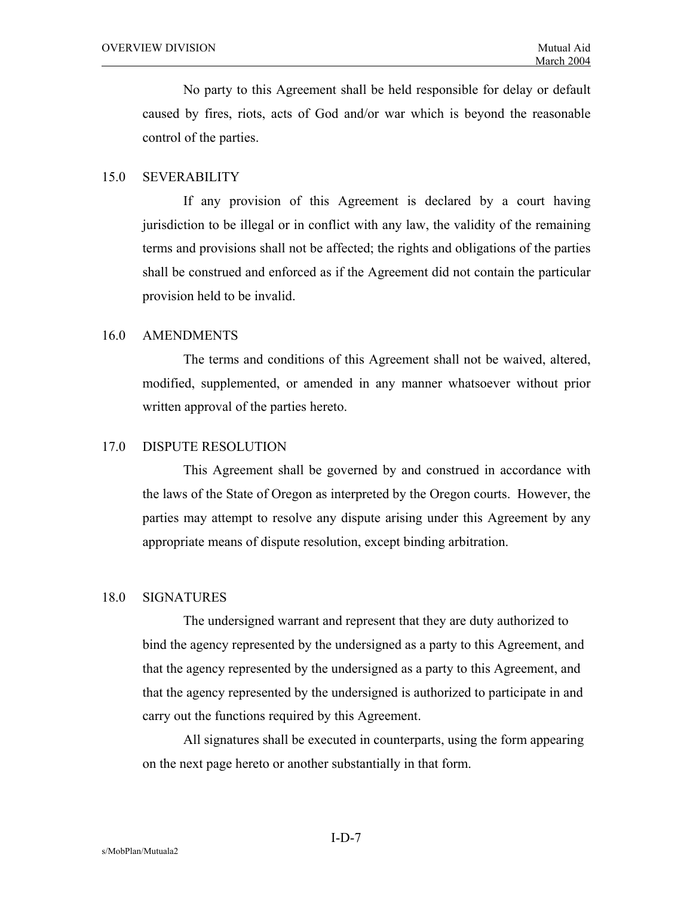No party to this Agreement shall be held responsible for delay or default caused by fires, riots, acts of God and/or war which is beyond the reasonable control of the parties.

## 15.0 SEVERABILITY

If any provision of this Agreement is declared by a court having jurisdiction to be illegal or in conflict with any law, the validity of the remaining terms and provisions shall not be affected; the rights and obligations of the parties shall be construed and enforced as if the Agreement did not contain the particular provision held to be invalid.

## 16.0 AMENDMENTS

The terms and conditions of this Agreement shall not be waived, altered, modified, supplemented, or amended in any manner whatsoever without prior written approval of the parties hereto.

## 17.0 DISPUTE RESOLUTION

This Agreement shall be governed by and construed in accordance with the laws of the State of Oregon as interpreted by the Oregon courts. However, the parties may attempt to resolve any dispute arising under this Agreement by any appropriate means of dispute resolution, except binding arbitration.

## 18.0 SIGNATURES

The undersigned warrant and represent that they are duty authorized to bind the agency represented by the undersigned as a party to this Agreement, and that the agency represented by the undersigned as a party to this Agreement, and that the agency represented by the undersigned is authorized to participate in and carry out the functions required by this Agreement.

All signatures shall be executed in counterparts, using the form appearing on the next page hereto or another substantially in that form.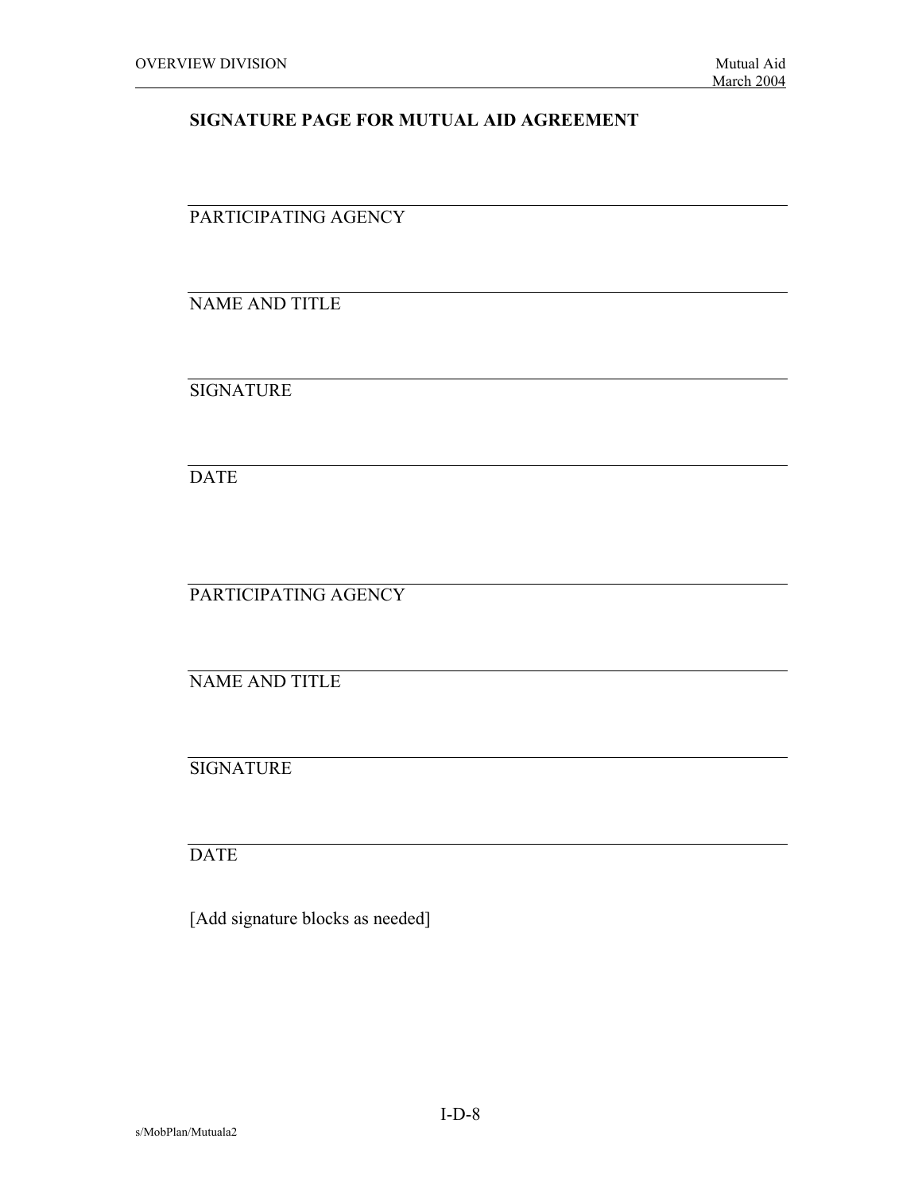**SIGNATURE PAGE FOR MUTUAL AID AGREEMENT**

\_\_\_\_\_\_\_\_\_\_\_\_\_\_\_\_\_\_\_\_\_\_\_\_\_\_\_\_\_\_\_\_\_\_\_\_\_\_\_\_\_\_\_\_\_\_\_\_\_\_\_\_\_\_\_\_\_\_\_\_
PARTICIPATING AGENCY

\_\_\_\_\_\_\_\_\_\_\_\_\_\_\_\_\_\_\_\_\_\_\_\_\_\_\_\_\_\_\_\_\_\_\_\_\_\_\_\_\_\_\_\_\_\_\_\_\_\_\_\_\_\_\_\_\_\_\_\_
NAME AND TITLE

\_\_\_\_\_\_\_\_\_\_\_\_\_\_\_\_\_\_\_\_\_\_\_\_\_\_\_\_\_\_\_\_\_\_\_\_\_\_\_\_\_\_\_\_\_\_\_\_\_\_\_\_\_\_\_\_\_\_\_\_
SIGNATURE

\_\_\_\_\_\_\_\_\_\_\_\_\_\_\_\_\_\_\_\_\_\_\_\_\_\_\_\_\_\_\_\_\_\_\_\_\_\_\_\_\_\_\_\_\_\_\_\_\_\_\_\_\_\_\_\_\_\_\_\_
DATE

\_\_\_\_\_\_\_\_\_\_\_\_\_\_\_\_\_\_\_\_\_\_\_\_\_\_\_\_\_\_\_\_\_\_\_\_\_\_\_\_\_\_\_\_\_\_\_\_\_\_\_\_\_\_\_\_\_\_\_\_
PARTICIPATING AGENCY

\_\_\_\_\_\_\_\_\_\_\_\_\_\_\_\_\_\_\_\_\_\_\_\_\_\_\_\_\_\_\_\_\_\_\_\_\_\_\_\_\_\_\_\_\_\_\_\_\_\_\_\_\_\_\_\_\_\_\_\_
NAME AND TITLE

\_\_\_\_\_\_\_\_\_\_\_\_\_\_\_\_\_\_\_\_\_\_\_\_\_\_\_\_\_\_\_\_\_\_\_\_\_\_\_\_\_\_\_\_\_\_\_\_\_\_\_\_\_\_\_\_\_\_\_\_
SIGNATURE

\_\_\_\_\_\_\_\_\_\_\_\_\_\_\_\_\_\_\_\_\_\_\_\_\_\_\_\_\_\_\_\_\_\_\_\_\_\_\_\_\_\_\_\_\_\_\_\_\_\_\_\_\_\_\_\_\_\_\_\_
DATE

[Add signature blocks as needed]